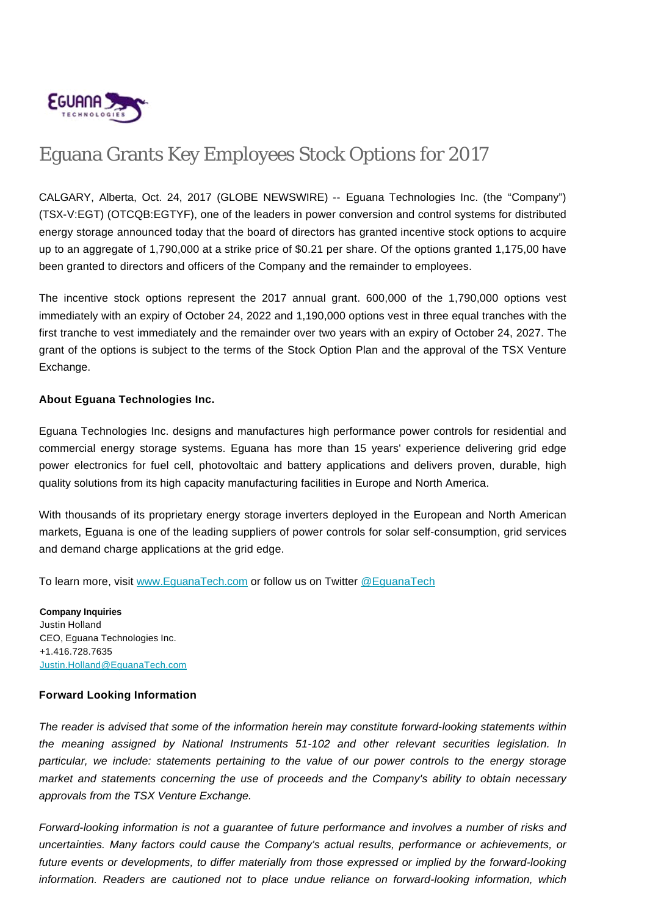# Eguana Grants Key Employees Stock Options for 2017

CALGARY, Alberta, Oct. 24, 2017 (GLOBE NEWSWIRE) -- Eguana Technologies Inc. (the "Company") (TSX-V:EGT) (OTCQB:EGTYF), one of the leaders in power conversion and control systems for distributed energy storage announced today that the board of directors has granted incentive stock options to acquire up to an aggregate of 1,790,000 at a strike price of $0.21 per share. Of the options granted 1,175,00 have been granted to directors and officers of the Company and the remainder to employees.

The incentive stock options represent the 2017 annual grant. 600,000 of the 1,790,000 options vest immediately with an expiry of October 24, 2022 and 1,190,000 options vest in three equal tranches with the first tranche to vest immediately and the remainder over two years with an expiry of October 24, 2027. The grant of the options is subject to the terms of the Stock Option Plan and the approval of the TSX Venture Exchange.

**About Eguana Technologies Inc.**

Eguana Technologies Inc. designs and manufactures high performance power controls for residential and commercial energy storage systems. Eguana has more than 15 years' experience delivering grid edge power electronics for fuel cell, photovoltaic and battery applications and delivers proven, durable, high quality solutions from its high capacity manufacturing facilities in Europe and North America.

With thousands of its proprietary energy storage inverters deployed in the European and North American markets, Eguana is one of the leading suppliers of power controls for solar self-consumption, grid services and demand charge applications at the grid edge.

To learn more, visit [www.EguanaTech.com](http://www.EguanaTech.com) or follow us on Twitter [@EguanaTech](https://twitter.com/EguanaTech)

**Company Inquiries**
Justin Holland
CEO, Eguana Technologies Inc.
+1.416.728.7635
[Justin.Holland@EguanaTech.com](mailto:Justin.Holland@EguanaTech.com)

**Forward Looking Information**

*The reader is advised that some of the information herein may constitute forward-looking statements within the meaning assigned by National Instruments 51-102 and other relevant securities legislation. In particular, we include: statements pertaining to the value of our power controls to the energy storage market and statements concerning the use of proceeds and the Company's ability to obtain necessary approvals from the TSX Venture Exchange.*

*Forward-looking information is not a guarantee of future performance and involves a number of risks and uncertainties. Many factors could cause the Company's actual results, performance or achievements, or future events or developments, to differ materially from those expressed or implied by the forward-looking information. Readers are cautioned not to place undue reliance on forward-looking information, which*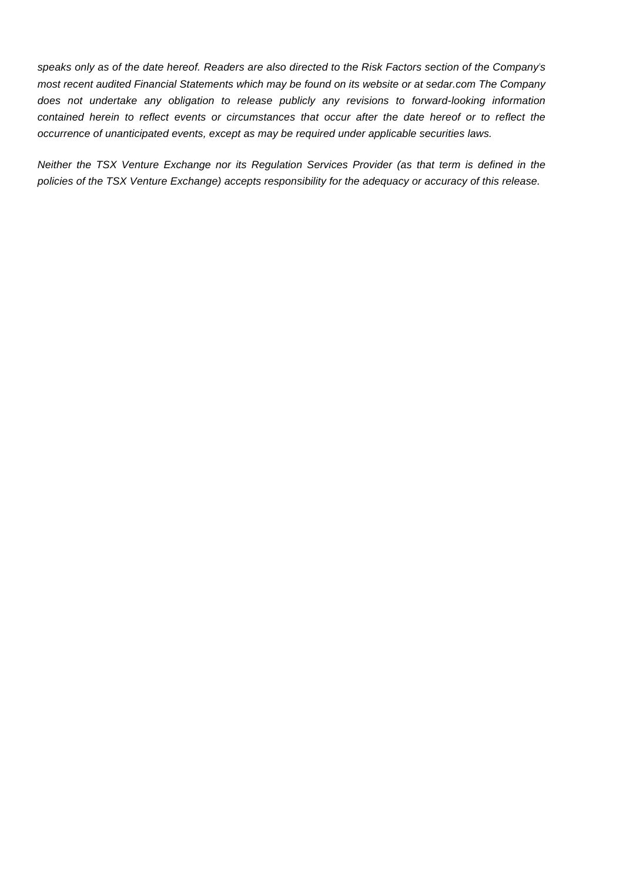*speaks only as of the date hereof. Readers are also directed to the Risk Factors section of the Company's most recent audited Financial Statements which may be found on its website or at sedar.com The Company does not undertake any obligation to release publicly any revisions to forward-looking information contained herein to reflect events or circumstances that occur after the date hereof or to reflect the occurrence of unanticipated events, except as may be required under applicable securities laws.*

*Neither the TSX Venture Exchange nor its Regulation Services Provider (as that term is defined in the policies of the TSX Venture Exchange) accepts responsibility for the adequacy or accuracy of this release.*